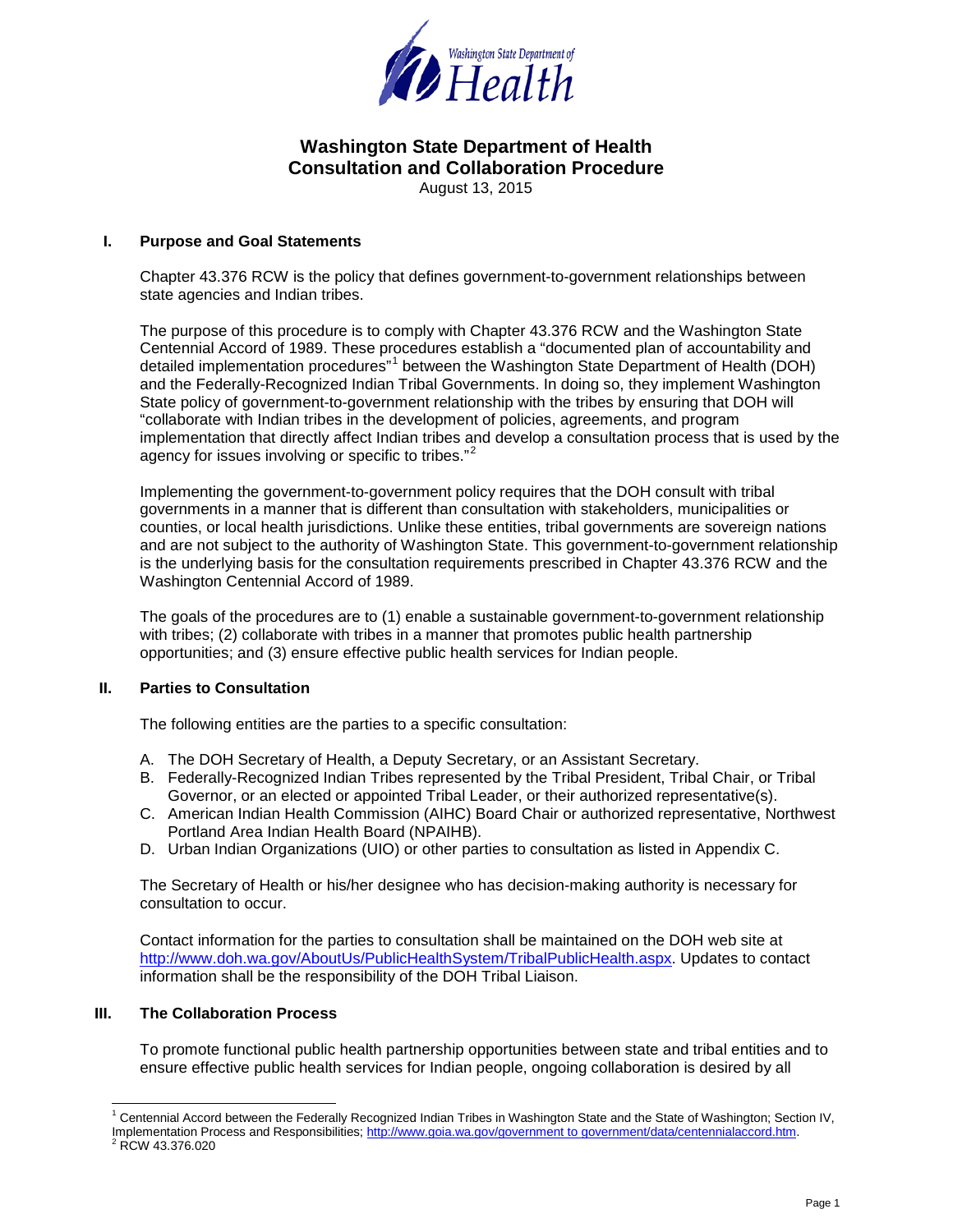# Washington State Department of Health Consultation and Collaboration Procedure

August 13, 2015

## I. Purpose and Goal Statements

Chapter 43.376 RCW is the policy that defines government-to-government relationships between state agencies and Indian tribes.

The purpose of this procedure is to comply with Chapter 43.376 RCW and the Washington State Centennial Accord of 1989. These procedures establish a "documented plan of accountability and detailed implementation procedures"[1] between the Washington State Department of Health (DOH) and the Federally-Recognized Indian Tribal Governments. In doing so, they implement Washington State policy of government-to-government relationship with the tribes by ensuring that DOH will "collaborate with Indian tribes in the development of policies, agreements, and program implementation that directly affect Indian tribes and develop a consultation process that is used by the agency for issues involving or specific to tribes."[2]

Implementing the government-to-government policy requires that the DOH consult with tribal governments in a manner that is different than consultation with stakeholders, municipalities or counties, or local health jurisdictions. Unlike these entities, tribal governments are sovereign nations and are not subject to the authority of Washington State. This government-to-government relationship is the underlying basis for the consultation requirements prescribed in Chapter 43.376 RCW and the Washington Centennial Accord of 1989.

The goals of the procedures are to (1) enable a sustainable government-to-government relationship with tribes; (2) collaborate with tribes in a manner that promotes public health partnership opportunities; and (3) ensure effective public health services for Indian people.

## II. Parties to Consultation

The following entities are the parties to a specific consultation:

A. The DOH Secretary of Health, a Deputy Secretary, or an Assistant Secretary.
B. Federally-Recognized Indian Tribes represented by the Tribal President, Tribal Chair, or Tribal Governor, or an elected or appointed Tribal Leader, or their authorized representative(s).
C. American Indian Health Commission (AIHC) Board Chair or authorized representative, Northwest Portland Area Indian Health Board (NPAIHB).
D. Urban Indian Organizations (UIO) or other parties to consultation as listed in Appendix C.

The Secretary of Health or his/her designee who has decision-making authority is necessary for consultation to occur.

Contact information for the parties to consultation shall be maintained on the DOH web site at http://www.doh.wa.gov/AboutUs/PublicHealthSystem/TribalPublicHealth.aspx. Updates to contact information shall be the responsibility of the DOH Tribal Liaison.

## III. The Collaboration Process

To promote functional public health partnership opportunities between state and tribal entities and to ensure effective public health services for Indian people, ongoing collaboration is desired by all

---

[1] Centennial Accord between the Federally Recognized Indian Tribes in Washington State and the State of Washington; Section IV, Implementation Process and Responsibilities; http://www.goia.wa.gov/government to government/data/centennialaccord.htm.

[2] RCW 43.376.020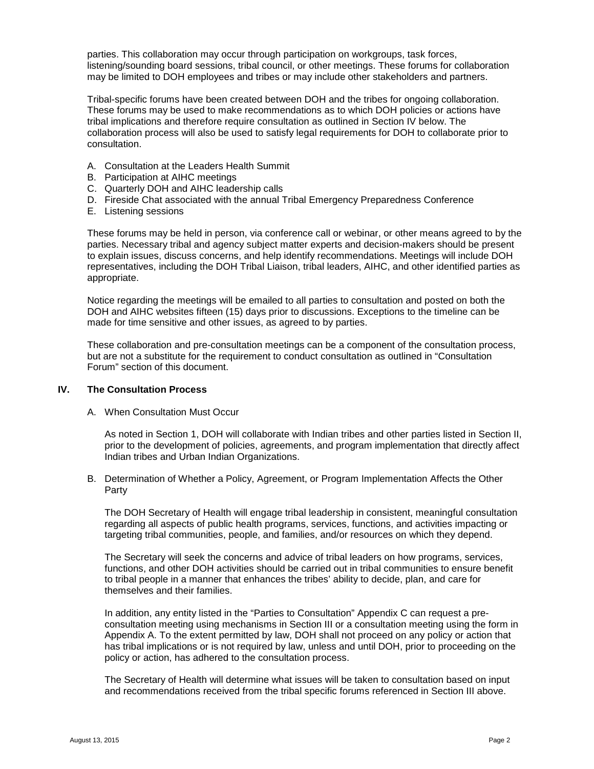parties. This collaboration may occur through participation on workgroups, task forces, listening/sounding board sessions, tribal council, or other meetings. These forums for collaboration may be limited to DOH employees and tribes or may include other stakeholders and partners.

Tribal-specific forums have been created between DOH and the tribes for ongoing collaboration. These forums may be used to make recommendations as to which DOH policies or actions have tribal implications and therefore require consultation as outlined in Section IV below. The collaboration process will also be used to satisfy legal requirements for DOH to collaborate prior to consultation.

A. Consultation at the Leaders Health Summit
B. Participation at AIHC meetings
C. Quarterly DOH and AIHC leadership calls
D. Fireside Chat associated with the annual Tribal Emergency Preparedness Conference
E. Listening sessions

These forums may be held in person, via conference call or webinar, or other means agreed to by the parties. Necessary tribal and agency subject matter experts and decision-makers should be present to explain issues, discuss concerns, and help identify recommendations. Meetings will include DOH representatives, including the DOH Tribal Liaison, tribal leaders, AIHC, and other identified parties as appropriate.

Notice regarding the meetings will be emailed to all parties to consultation and posted on both the DOH and AIHC websites fifteen (15) days prior to discussions. Exceptions to the timeline can be made for time sensitive and other issues, as agreed to by parties.

These collaboration and pre-consultation meetings can be a component of the consultation process, but are not a substitute for the requirement to conduct consultation as outlined in "Consultation Forum" section of this document.

## IV. The Consultation Process

### A. When Consultation Must Occur

As noted in Section 1, DOH will collaborate with Indian tribes and other parties listed in Section II, prior to the development of policies, agreements, and program implementation that directly affect Indian tribes and Urban Indian Organizations.

### B. Determination of Whether a Policy, Agreement, or Program Implementation Affects the Other Party

The DOH Secretary of Health will engage tribal leadership in consistent, meaningful consultation regarding all aspects of public health programs, services, functions, and activities impacting or targeting tribal communities, people, and families, and/or resources on which they depend.

The Secretary will seek the concerns and advice of tribal leaders on how programs, services, functions, and other DOH activities should be carried out in tribal communities to ensure benefit to tribal people in a manner that enhances the tribes' ability to decide, plan, and care for themselves and their families.

In addition, any entity listed in the "Parties to Consultation" Appendix C can request a pre-consultation meeting using mechanisms in Section III or a consultation meeting using the form in Appendix A. To the extent permitted by law, DOH shall not proceed on any policy or action that has tribal implications or is not required by law, unless and until DOH, prior to proceeding on the policy or action, has adhered to the consultation process.

The Secretary of Health will determine what issues will be taken to consultation based on input and recommendations received from the tribal specific forums referenced in Section III above.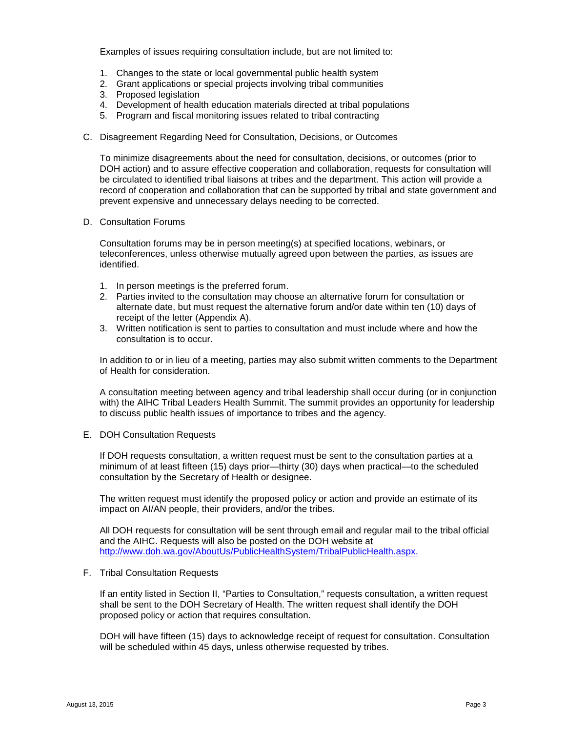Examples of issues requiring consultation include, but are not limited to:

1. Changes to the state or local governmental public health system
2. Grant applications or special projects involving tribal communities
3. Proposed legislation
4. Development of health education materials directed at tribal populations
5. Program and fiscal monitoring issues related to tribal contracting

C. Disagreement Regarding Need for Consultation, Decisions, or Outcomes

To minimize disagreements about the need for consultation, decisions, or outcomes (prior to DOH action) and to assure effective cooperation and collaboration, requests for consultation will be circulated to identified tribal liaisons at tribes and the department. This action will provide a record of cooperation and collaboration that can be supported by tribal and state government and prevent expensive and unnecessary delays needing to be corrected.

D. Consultation Forums

Consultation forums may be in person meeting(s) at specified locations, webinars, or teleconferences, unless otherwise mutually agreed upon between the parties, as issues are identified.

1. In person meetings is the preferred forum.
2. Parties invited to the consultation may choose an alternative forum for consultation or alternate date, but must request the alternative forum and/or date within ten (10) days of receipt of the letter (Appendix A).
3. Written notification is sent to parties to consultation and must include where and how the consultation is to occur.

In addition to or in lieu of a meeting, parties may also submit written comments to the Department of Health for consideration.

A consultation meeting between agency and tribal leadership shall occur during (or in conjunction with) the AIHC Tribal Leaders Health Summit. The summit provides an opportunity for leadership to discuss public health issues of importance to tribes and the agency.

E. DOH Consultation Requests

If DOH requests consultation, a written request must be sent to the consultation parties at a minimum of at least fifteen (15) days prior—thirty (30) days when practical—to the scheduled consultation by the Secretary of Health or designee.

The written request must identify the proposed policy or action and provide an estimate of its impact on AI/AN people, their providers, and/or the tribes.

All DOH requests for consultation will be sent through email and regular mail to the tribal official and the AIHC. Requests will also be posted on the DOH website at http://www.doh.wa.gov/AboutUs/PublicHealthSystem/TribalPublicHealth.aspx.

F. Tribal Consultation Requests

If an entity listed in Section II, "Parties to Consultation," requests consultation, a written request shall be sent to the DOH Secretary of Health. The written request shall identify the DOH proposed policy or action that requires consultation.

DOH will have fifteen (15) days to acknowledge receipt of request for consultation. Consultation will be scheduled within 45 days, unless otherwise requested by tribes.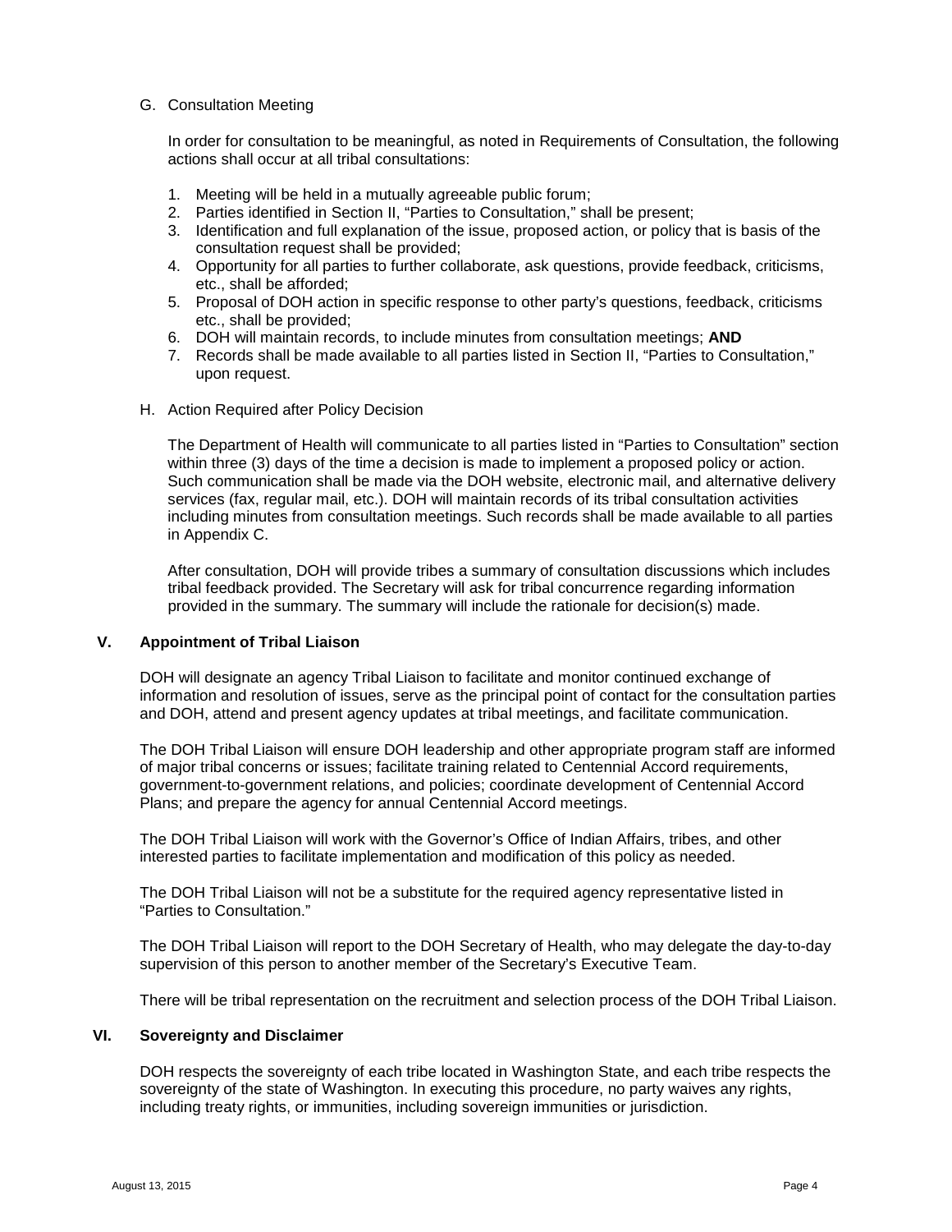G. Consultation Meeting

In order for consultation to be meaningful, as noted in Requirements of Consultation, the following actions shall occur at all tribal consultations:

1. Meeting will be held in a mutually agreeable public forum;
2. Parties identified in Section II, "Parties to Consultation," shall be present;
3. Identification and full explanation of the issue, proposed action, or policy that is basis of the consultation request shall be provided;
4. Opportunity for all parties to further collaborate, ask questions, provide feedback, criticisms, etc., shall be afforded;
5. Proposal of DOH action in specific response to other party's questions, feedback, criticisms etc., shall be provided;
6. DOH will maintain records, to include minutes from consultation meetings; **AND**
7. Records shall be made available to all parties listed in Section II, "Parties to Consultation," upon request.

H. Action Required after Policy Decision

The Department of Health will communicate to all parties listed in "Parties to Consultation" section within three (3) days of the time a decision is made to implement a proposed policy or action. Such communication shall be made via the DOH website, electronic mail, and alternative delivery services (fax, regular mail, etc.). DOH will maintain records of its tribal consultation activities including minutes from consultation meetings. Such records shall be made available to all parties in Appendix C.

After consultation, DOH will provide tribes a summary of consultation discussions which includes tribal feedback provided. The Secretary will ask for tribal concurrence regarding information provided in the summary. The summary will include the rationale for decision(s) made.

## V. Appointment of Tribal Liaison

DOH will designate an agency Tribal Liaison to facilitate and monitor continued exchange of information and resolution of issues, serve as the principal point of contact for the consultation parties and DOH, attend and present agency updates at tribal meetings, and facilitate communication.

The DOH Tribal Liaison will ensure DOH leadership and other appropriate program staff are informed of major tribal concerns or issues; facilitate training related to Centennial Accord requirements, government-to-government relations, and policies; coordinate development of Centennial Accord Plans; and prepare the agency for annual Centennial Accord meetings.

The DOH Tribal Liaison will work with the Governor's Office of Indian Affairs, tribes, and other interested parties to facilitate implementation and modification of this policy as needed.

The DOH Tribal Liaison will not be a substitute for the required agency representative listed in "Parties to Consultation."

The DOH Tribal Liaison will report to the DOH Secretary of Health, who may delegate the day-to-day supervision of this person to another member of the Secretary's Executive Team.

There will be tribal representation on the recruitment and selection process of the DOH Tribal Liaison.

## VI. Sovereignty and Disclaimer

DOH respects the sovereignty of each tribe located in Washington State, and each tribe respects the sovereignty of the state of Washington. In executing this procedure, no party waives any rights, including treaty rights, or immunities, including sovereign immunities or jurisdiction.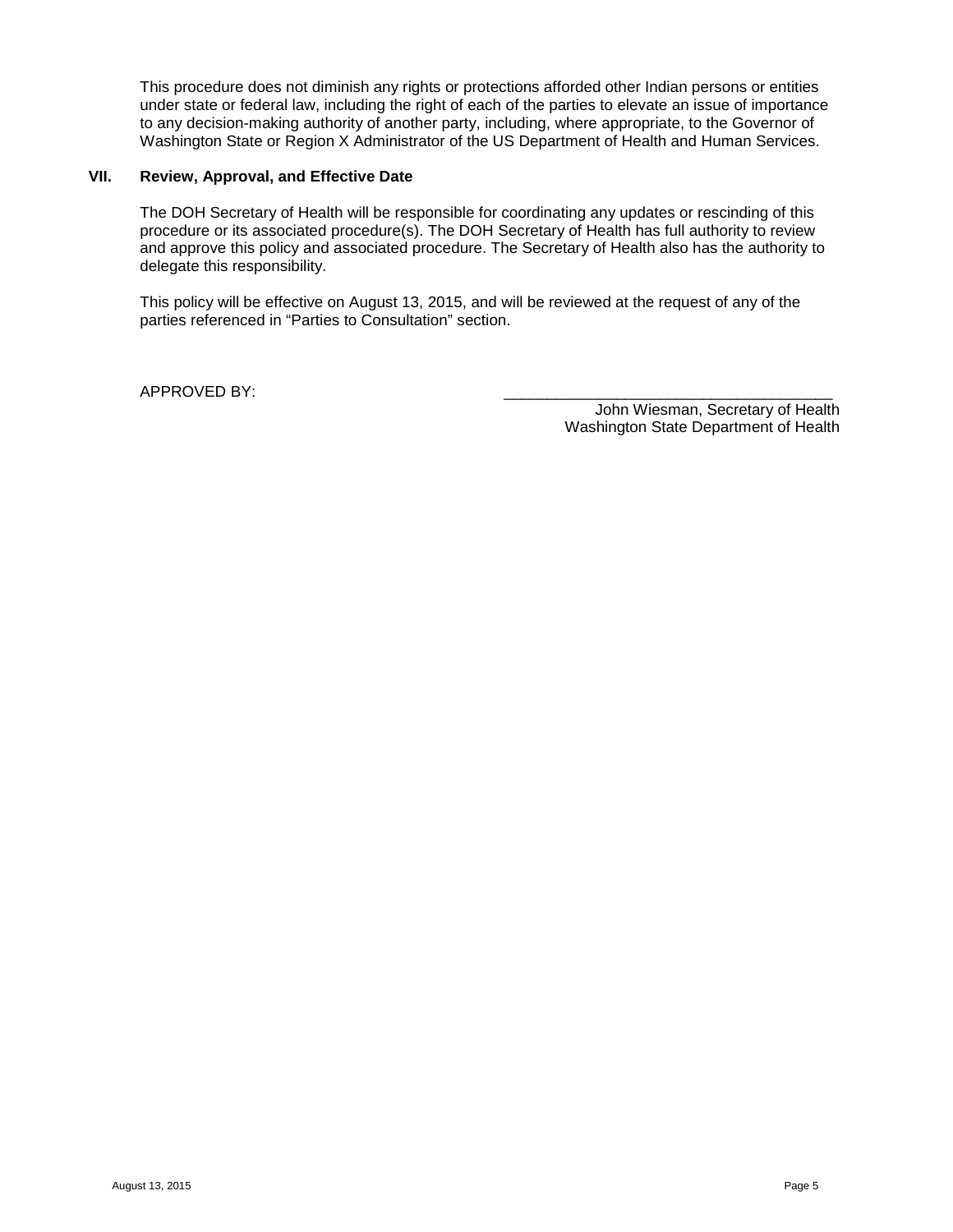This procedure does not diminish any rights or protections afforded other Indian persons or entities under state or federal law, including the right of each of the parties to elevate an issue of importance to any decision-making authority of another party, including, where appropriate, to the Governor of Washington State or Region X Administrator of the US Department of Health and Human Services.

## VII. Review, Approval, and Effective Date

The DOH Secretary of Health will be responsible for coordinating any updates or rescinding of this procedure or its associated procedure(s). The DOH Secretary of Health has full authority to review and approve this policy and associated procedure. The Secretary of Health also has the authority to delegate this responsibility.

This policy will be effective on August 13, 2015, and will be reviewed at the request of any of the parties referenced in "Parties to Consultation" section.

APPROVED BY: \_\_\_\_\_\_\_\_\_\_\_\_\_\_\_\_\_\_\_\_\_\_\_\_\_\_\_\_\_\_\_\_\_\_\_\_\_\_\_

John Wiesman, Secretary of Health
Washington State Department of Health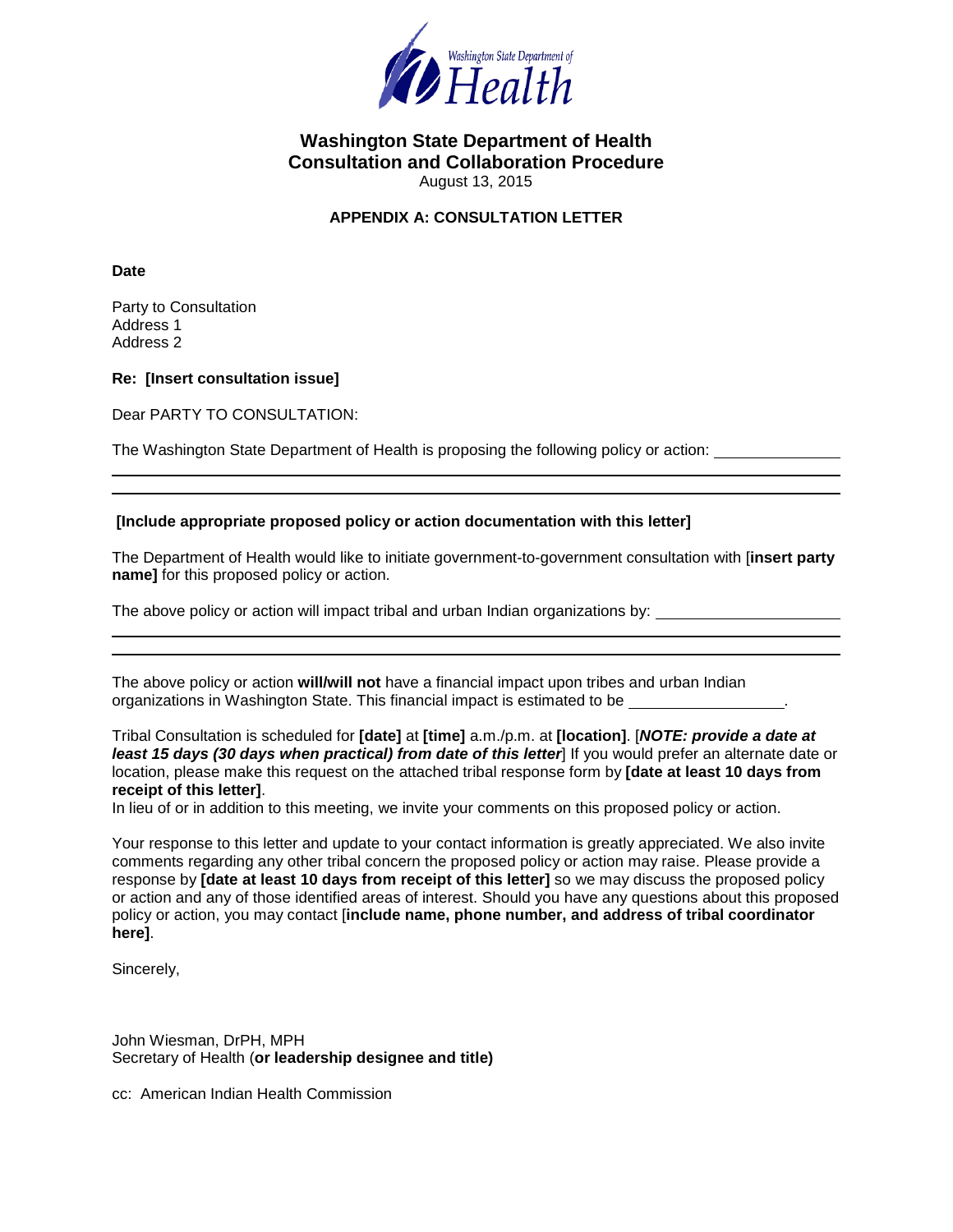# Washington State Department of Health
## Consultation and Collaboration Procedure

August 13, 2015

### APPENDIX A: CONSULTATION LETTER

**Date**

Party to Consultation
Address 1
Address 2

**Re: [Insert consultation issue]**

Dear PARTY TO CONSULTATION:

The Washington State Department of Health is proposing the following policy or action: ______________

________________________________________________________________________________

________________________________________________________________________________

**[Include appropriate proposed policy or action documentation with this letter]**

The Department of Health would like to initiate government-to-government consultation with [**insert party name]** for this proposed policy or action.

The above policy or action will impact tribal and urban Indian organizations by: ____________________

________________________________________________________________________________

________________________________________________________________________________

The above policy or action **will/will not** have a financial impact upon tribes and urban Indian organizations in Washington State. This financial impact is estimated to be __________________.

Tribal Consultation is scheduled for **[date]** at **[time]** a.m./p.m. at **[location]**. [***NOTE: provide a date at least 15 days (30 days when practical) from date of this letter***] If you would prefer an alternate date or location, please make this request on the attached tribal response form by **[date at least 10 days from receipt of this letter]**.

In lieu of or in addition to this meeting, we invite your comments on this proposed policy or action.

Your response to this letter and update to your contact information is greatly appreciated. We also invite comments regarding any other tribal concern the proposed policy or action may raise. Please provide a response by **[date at least 10 days from receipt of this letter]** so we may discuss the proposed policy or action and any of those identified areas of interest. Should you have any questions about this proposed policy or action, you may contact [**include name, phone number, and address of tribal coordinator here]**.

Sincerely,

John Wiesman, DrPH, MPH
Secretary of Health (**or leadership designee and title)**

cc: American Indian Health Commission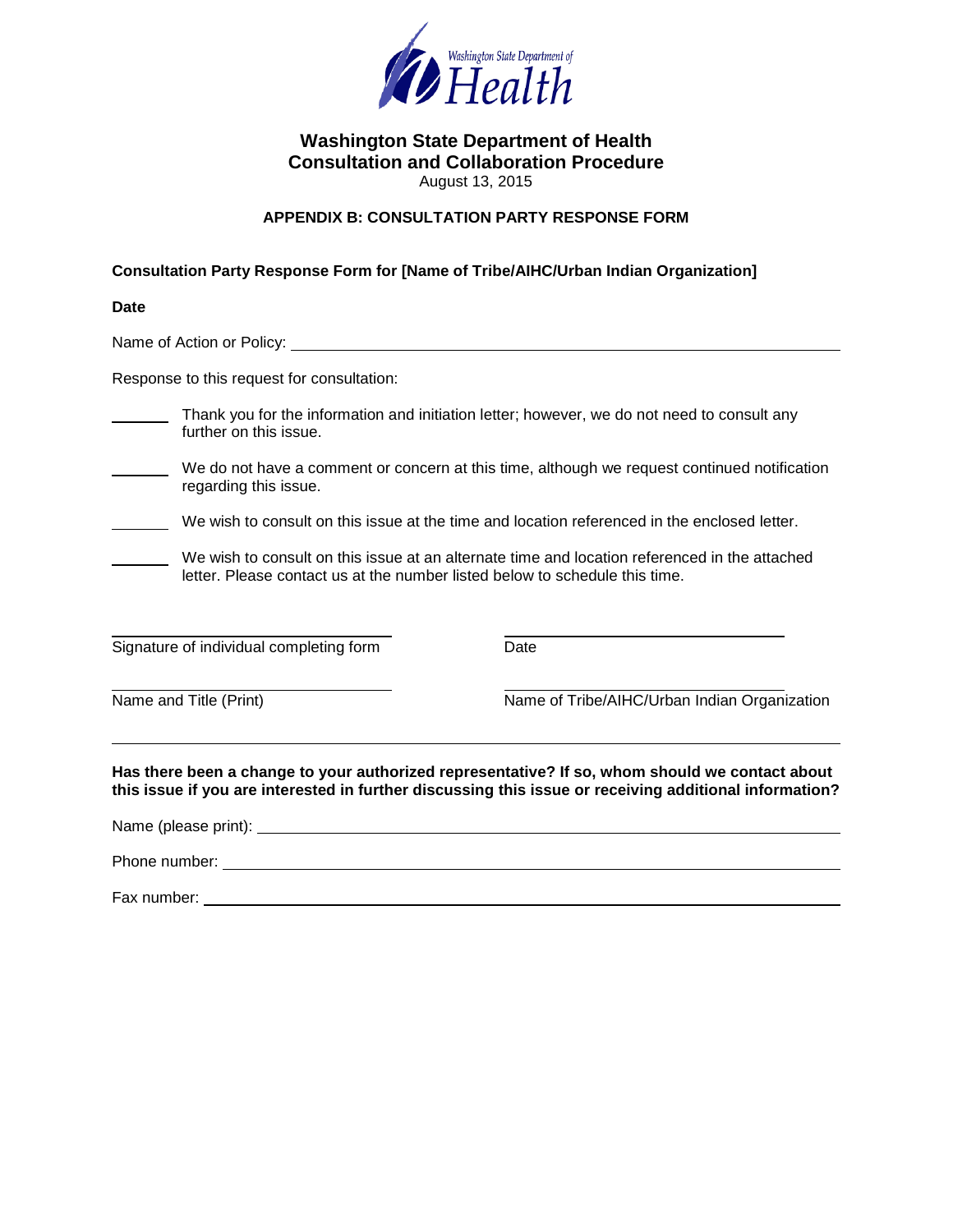# Washington State Department of Health
# Consultation and Collaboration Procedure

August 13, 2015

## APPENDIX B: CONSULTATION PARTY RESPONSE FORM

**Consultation Party Response Form for [Name of Tribe/AIHC/Urban Indian Organization]**

**Date**

Name of Action or Policy: ____________________________________________

Response to this request for consultation:

_______ Thank you for the information and initiation letter; however, we do not need to consult any further on this issue.

_______ We do not have a comment or concern at this time, although we request continued notification regarding this issue.

_______ We wish to consult on this issue at the time and location referenced in the enclosed letter.

_______ We wish to consult on this issue at an alternate time and location referenced in the attached letter. Please contact us at the number listed below to schedule this time.

______________________________ ______________________________
Signature of individual completing form Date

______________________________ ______________________________
Name and Title (Print) Name of Tribe/AIHC/Urban Indian Organization

---

**Has there been a change to your authorized representative? If so, whom should we contact about this issue if you are interested in further discussing this issue or receiving additional information?**

Name (please print): ____________________________________________

Phone number: ____________________________________________

Fax number: ____________________________________________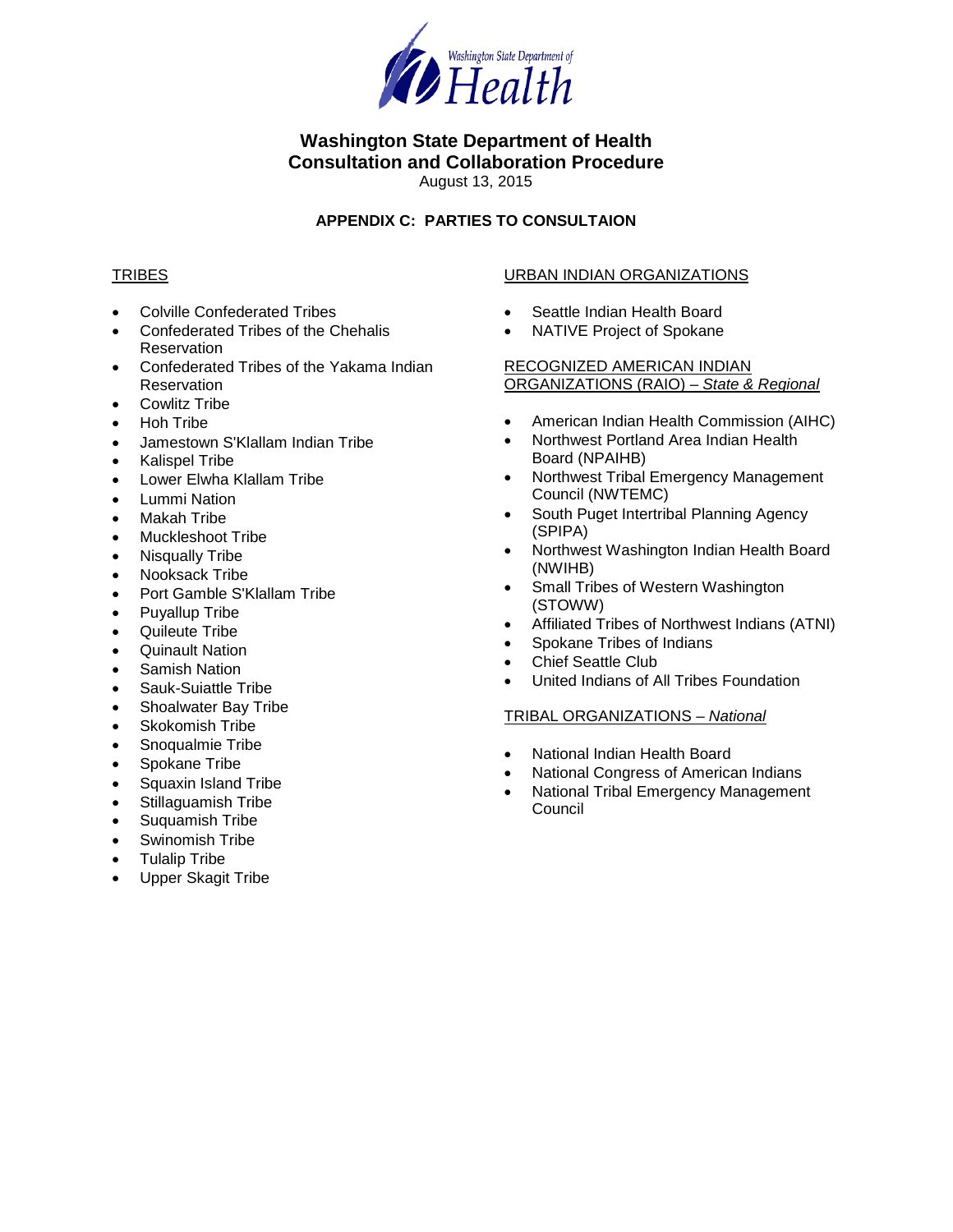Washington State Department of Health

# Washington State Department of Health
# Consultation and Collaboration Procedure

August 13, 2015

## APPENDIX C: PARTIES TO CONSULTAION

### TRIBES

- Colville Confederated Tribes
- Confederated Tribes of the Chehalis Reservation
- Confederated Tribes of the Yakama Indian Reservation
- Cowlitz Tribe
- Hoh Tribe
- Jamestown S'Klallam Indian Tribe
- Kalispel Tribe
- Lower Elwha Klallam Tribe
- Lummi Nation
- Makah Tribe
- Muckleshoot Tribe
- Nisqually Tribe
- Nooksack Tribe
- Port Gamble S'Klallam Tribe
- Puyallup Tribe
- Quileute Tribe
- Quinault Nation
- Samish Nation
- Sauk-Suiattle Tribe
- Shoalwater Bay Tribe
- Skokomish Tribe
- Snoqualmie Tribe
- Spokane Tribe
- Squaxin Island Tribe
- Stillaguamish Tribe
- Suquamish Tribe
- Swinomish Tribe
- Tulalip Tribe
- Upper Skagit Tribe

### URBAN INDIAN ORGANIZATIONS

- Seattle Indian Health Board
- NATIVE Project of Spokane

### RECOGNIZED AMERICAN INDIAN ORGANIZATIONS (RAIO) – *State & Regional*

- American Indian Health Commission (AIHC)
- Northwest Portland Area Indian Health Board (NPAIHB)
- Northwest Tribal Emergency Management Council (NWTEMC)
- South Puget Intertribal Planning Agency (SPIPA)
- Northwest Washington Indian Health Board (NWIHB)
- Small Tribes of Western Washington (STOWW)
- Affiliated Tribes of Northwest Indians (ATNI)
- Spokane Tribes of Indians
- Chief Seattle Club
- United Indians of All Tribes Foundation

### TRIBAL ORGANIZATIONS – *National*

- National Indian Health Board
- National Congress of American Indians
- National Tribal Emergency Management Council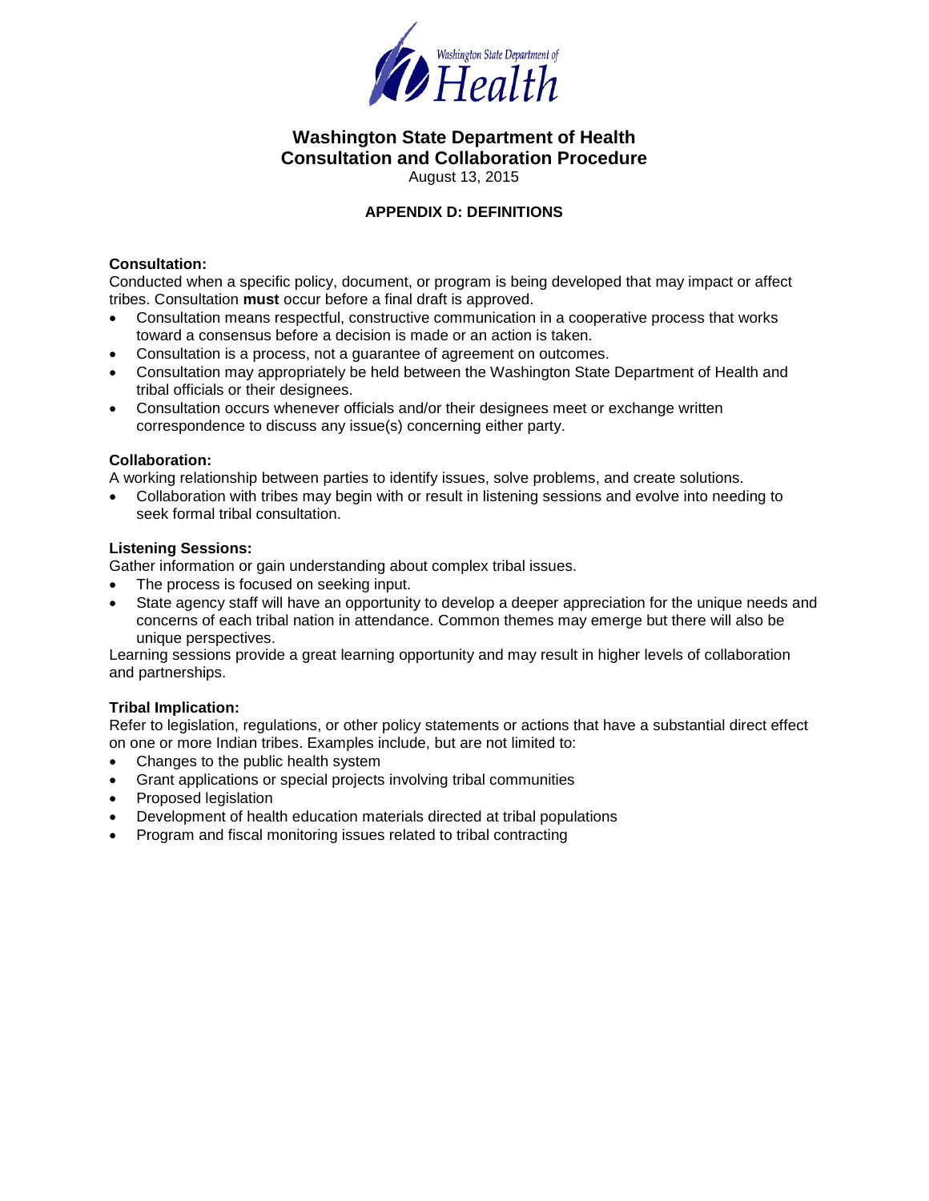# Washington State Department of Health
# Consultation and Collaboration Procedure

August 13, 2015

## APPENDIX D: DEFINITIONS

**Consultation:**

Conducted when a specific policy, document, or program is being developed that may impact or affect tribes. Consultation **must** occur before a final draft is approved.

- Consultation means respectful, constructive communication in a cooperative process that works toward a consensus before a decision is made or an action is taken.
- Consultation is a process, not a guarantee of agreement on outcomes.
- Consultation may appropriately be held between the Washington State Department of Health and tribal officials or their designees.
- Consultation occurs whenever officials and/or their designees meet or exchange written correspondence to discuss any issue(s) concerning either party.

**Collaboration:**

A working relationship between parties to identify issues, solve problems, and create solutions.

- Collaboration with tribes may begin with or result in listening sessions and evolve into needing to seek formal tribal consultation.

**Listening Sessions:**

Gather information or gain understanding about complex tribal issues.

- The process is focused on seeking input.
- State agency staff will have an opportunity to develop a deeper appreciation for the unique needs and concerns of each tribal nation in attendance. Common themes may emerge but there will also be unique perspectives.

Learning sessions provide a great learning opportunity and may result in higher levels of collaboration and partnerships.

**Tribal Implication:**

Refer to legislation, regulations, or other policy statements or actions that have a substantial direct effect on one or more Indian tribes. Examples include, but are not limited to:

- Changes to the public health system
- Grant applications or special projects involving tribal communities
- Proposed legislation
- Development of health education materials directed at tribal populations
- Program and fiscal monitoring issues related to tribal contracting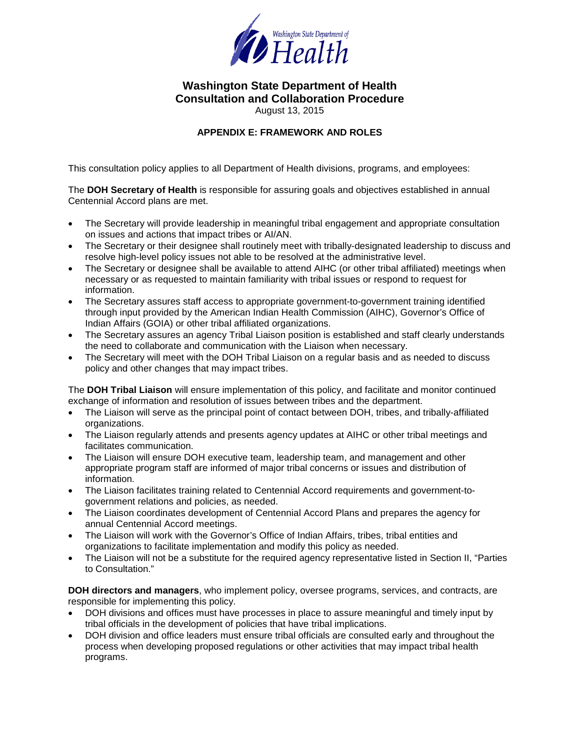# Washington State Department of Health
## Consultation and Collaboration Procedure

August 13, 2015

### APPENDIX E: FRAMEWORK AND ROLES

This consultation policy applies to all Department of Health divisions, programs, and employees:

The **DOH Secretary of Health** is responsible for assuring goals and objectives established in annual Centennial Accord plans are met.

- The Secretary will provide leadership in meaningful tribal engagement and appropriate consultation on issues and actions that impact tribes or AI/AN.
- The Secretary or their designee shall routinely meet with tribally-designated leadership to discuss and resolve high-level policy issues not able to be resolved at the administrative level.
- The Secretary or designee shall be available to attend AIHC (or other tribal affiliated) meetings when necessary or as requested to maintain familiarity with tribal issues or respond to request for information.
- The Secretary assures staff access to appropriate government-to-government training identified through input provided by the American Indian Health Commission (AIHC), Governor's Office of Indian Affairs (GOIA) or other tribal affiliated organizations.
- The Secretary assures an agency Tribal Liaison position is established and staff clearly understands the need to collaborate and communication with the Liaison when necessary.
- The Secretary will meet with the DOH Tribal Liaison on a regular basis and as needed to discuss policy and other changes that may impact tribes.

The **DOH Tribal Liaison** will ensure implementation of this policy, and facilitate and monitor continued exchange of information and resolution of issues between tribes and the department.

- The Liaison will serve as the principal point of contact between DOH, tribes, and tribally-affiliated organizations.
- The Liaison regularly attends and presents agency updates at AIHC or other tribal meetings and facilitates communication.
- The Liaison will ensure DOH executive team, leadership team, and management and other appropriate program staff are informed of major tribal concerns or issues and distribution of information.
- The Liaison facilitates training related to Centennial Accord requirements and government-to-government relations and policies, as needed.
- The Liaison coordinates development of Centennial Accord Plans and prepares the agency for annual Centennial Accord meetings.
- The Liaison will work with the Governor's Office of Indian Affairs, tribes, tribal entities and organizations to facilitate implementation and modify this policy as needed.
- The Liaison will not be a substitute for the required agency representative listed in Section II, "Parties to Consultation."

**DOH directors and managers**, who implement policy, oversee programs, services, and contracts, are responsible for implementing this policy.

- DOH divisions and offices must have processes in place to assure meaningful and timely input by tribal officials in the development of policies that have tribal implications.
- DOH division and office leaders must ensure tribal officials are consulted early and throughout the process when developing proposed regulations or other activities that may impact tribal health programs.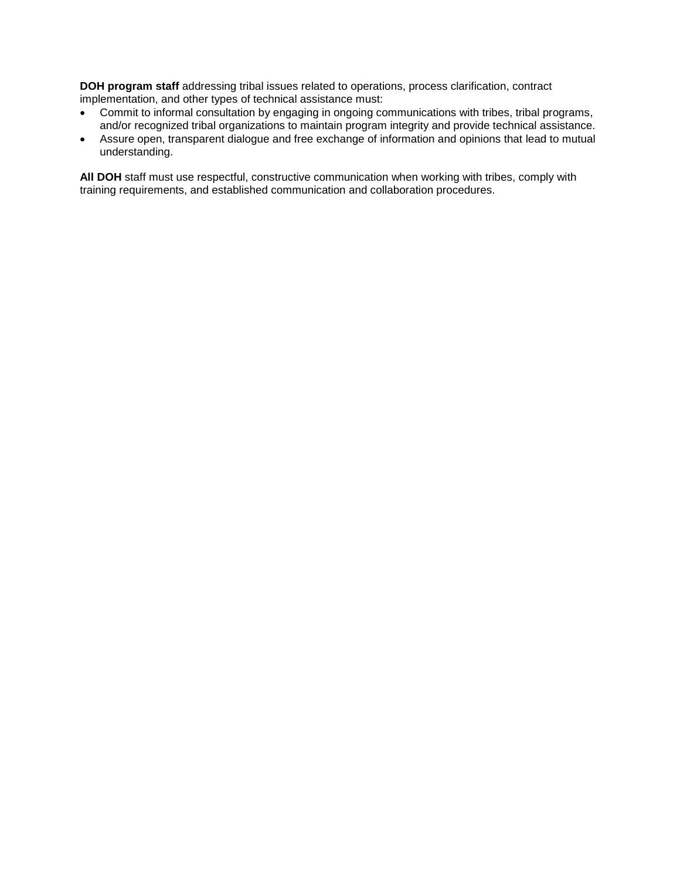**DOH program staff** addressing tribal issues related to operations, process clarification, contract implementation, and other types of technical assistance must:

- Commit to informal consultation by engaging in ongoing communications with tribes, tribal programs, and/or recognized tribal organizations to maintain program integrity and provide technical assistance.
- Assure open, transparent dialogue and free exchange of information and opinions that lead to mutual understanding.

**All DOH** staff must use respectful, constructive communication when working with tribes, comply with training requirements, and established communication and collaboration procedures.